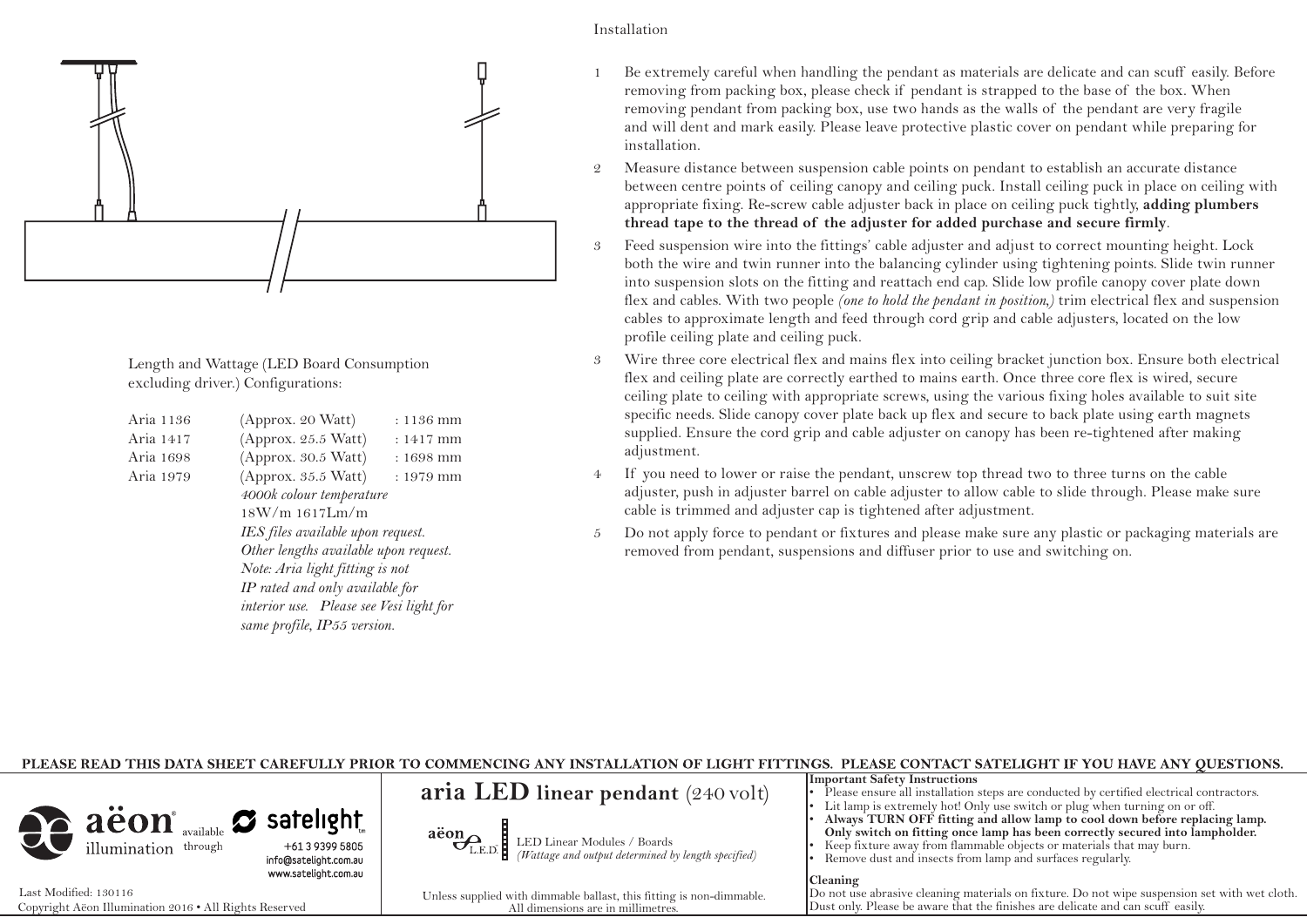Length and Wattage (LED Board Consumption excluding driver.) Configurations:

| | | |
|---|---|---|
| Aria 1136 | (Approx. 20 Watt) | : 1136 mm |
| Aria 1417 | (Approx. 25.5 Watt) | : 1417 mm |
| Aria 1698 | (Approx. 30.5 Watt) | : 1698 mm |
| Aria 1979 | (Approx. 35.5 Watt) | : 1979 mm |

*4000k colour temperature*
18W/m 1617Lm/m
*IES files available upon request.*
*Other lengths available upon request.*
*Note: Aria light fitting is not IP rated and only available for interior use. Please see Vesi light for same profile, IP55 version.*

Installation

1 Be extremely careful when handling the pendant as materials are delicate and can scuff easily. Before removing from packing box, please check if pendant is strapped to the base of the box. When removing pendant from packing box, use two hands as the walls of the pendant are very fragile and will dent and mark easily. Please leave protective plastic cover on pendant while preparing for installation.

2 Measure distance between suspension cable points on pendant to establish an accurate distance between centre points of ceiling canopy and ceiling puck. Install ceiling puck in place on ceiling with appropriate fixing. Re-screw cable adjuster back in place on ceiling puck tightly, **adding plumbers thread tape to the thread of the adjuster for added purchase and secure firmly**.

3 Feed suspension wire into the fittings' cable adjuster and adjust to correct mounting height. Lock both the wire and twin runner into the balancing cylinder using tightening points. Slide twin runner into suspension slots on the fitting and reattach end cap. Slide low profile canopy cover plate down flex and cables. With two people *(one to hold the pendant in position,)* trim electrical flex and suspension cables to approximate length and feed through cord grip and cable adjusters, located on the low profile ceiling plate and ceiling puck.

3 Wire three core electrical flex and mains flex into ceiling bracket junction box. Ensure both electrical flex and ceiling plate are correctly earthed to mains earth. Once three core flex is wired, secure ceiling plate to ceiling with appropriate screws, using the various fixing holes available to suit site specific needs. Slide canopy cover plate back up flex and secure to back plate using earth magnets supplied. Ensure the cord grip and cable adjuster on canopy has been re-tightened after making adjustment.

4 If you need to lower or raise the pendant, unscrew top thread two to three turns on the cable adjuster, push in adjuster barrel on cable adjuster to allow cable to slide through. Please make sure cable is trimmed and adjuster cap is tightened after adjustment.

5 Do not apply force to pendant or fixtures and please make sure any plastic or packaging materials are removed from pendant, suspensions and diffuser prior to use and switching on.

**PLEASE READ THIS DATA SHEET CAREFULLY PRIOR TO COMMENCING ANY INSTALLATION OF LIGHT FITTINGS. PLEASE CONTACT SATELIGHT IF YOU HAVE ANY QUESTIONS.**

aëon® illumination available through satelight™
+61 3 9399 5805
info@satelight.com.au
www.satelight.com.au

Last Modified: 130116
Copyright Aëon Illumination 2016 • All Rights Reserved

## aria LED linear pendant (240 volt)

aëon L.E.D. — LED Linear Modules / Boards
*(Wattage and output determined by length specified)*

Unless supplied with dimmable ballast, this fitting is non-dimmable.
All dimensions are in millimetres.

**Important Safety Instructions**

- Please ensure all installation steps are conducted by certified electrical contractors.
- Lit lamp is extremely hot! Only use switch or plug when turning on or off.
- **Always TURN OFF fitting and allow lamp to cool down before replacing lamp. Only switch on fitting once lamp has been correctly secured into lampholder.**
- Keep fixture away from flammable objects or materials that may burn.
- Remove dust and insects from lamp and surfaces regularly.

**Cleaning**

Do not use abrasive cleaning materials on fixture. Do not wipe suspension set with wet cloth. Dust only. Please be aware that the finishes are delicate and can scuff easily.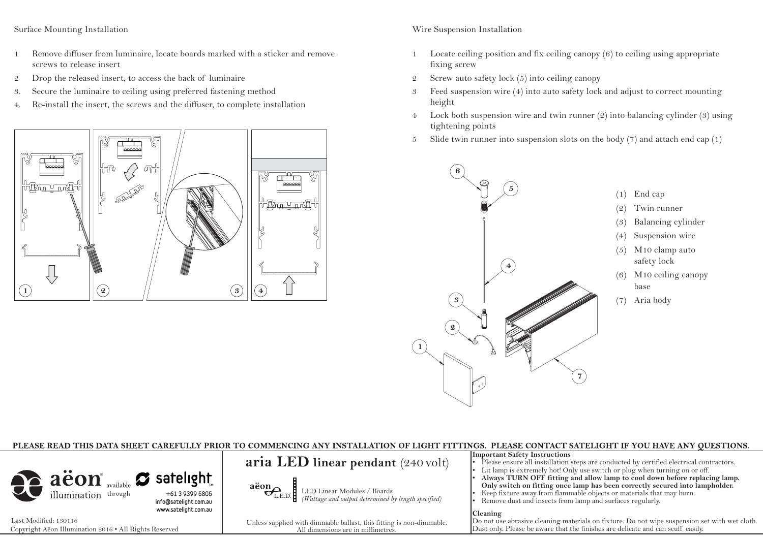## Surface Mounting Installation

1. Remove diffuser from luminaire, locate boards marked with a sticker and remove screws to release insert
2. Drop the released insert, to access the back of luminaire
3. Secure the luminaire to ceiling using preferred fastening method
4. Re-install the insert, the screws and the diffuser, to complete installation

## Wire Suspension Installation

1. Locate ceiling position and fix ceiling canopy (6) to ceiling using appropriate fixing screw
2. Screw auto safety lock (5) into ceiling canopy
3. Feed suspension wire (4) into auto safety lock and adjust to correct mounting height
4. Lock both suspension wire and twin runner (2) into balancing cylinder (3) using tightening points
5. Slide twin runner into suspension slots on the body (7) and attach end cap (1)

(1) End cap
(2) Twin runner
(3) Balancing cylinder
(4) Suspension wire
(5) M10 clamp auto safety lock
(6) M10 ceiling canopy base
(7) Aria body

**PLEASE READ THIS DATA SHEET CAREFULLY PRIOR TO COMMENCING ANY INSTALLATION OF LIGHT FITTINGS. PLEASE CONTACT SATELIGHT IF YOU HAVE ANY QUESTIONS.**

aëon illumination available through satelight
+61 3 9399 5805
info@satelight.com.au
www.satelight.com.au

Last Modified: 130116
Copyright Aëon Illumination 2016 • All Rights Reserved

# aria LED linear pendant (240 volt)

aëon L.E.D. LED Linear Modules / Boards
*(Wattage and output determined by length specified)*

Unless supplied with dimmable ballast, this fitting is non-dimmable.
All dimensions are in millimetres.

**Important Safety Instructions**

- Please ensure all installation steps are conducted by certified electrical contractors.
- Lit lamp is extremely hot! Only use switch or plug when turning on or off.
- **Always TURN OFF fitting and allow lamp to cool down before replacing lamp. Only switch on fitting once lamp has been correctly secured into lampholder.**
- Keep fixture away from flammable objects or materials that may burn.
- Remove dust and insects from lamp and surfaces regularly.

**Cleaning**

Do not use abrasive cleaning materials on fixture. Do not wipe suspension set with wet cloth. Dust only. Please be aware that the finishes are delicate and can scuff easily.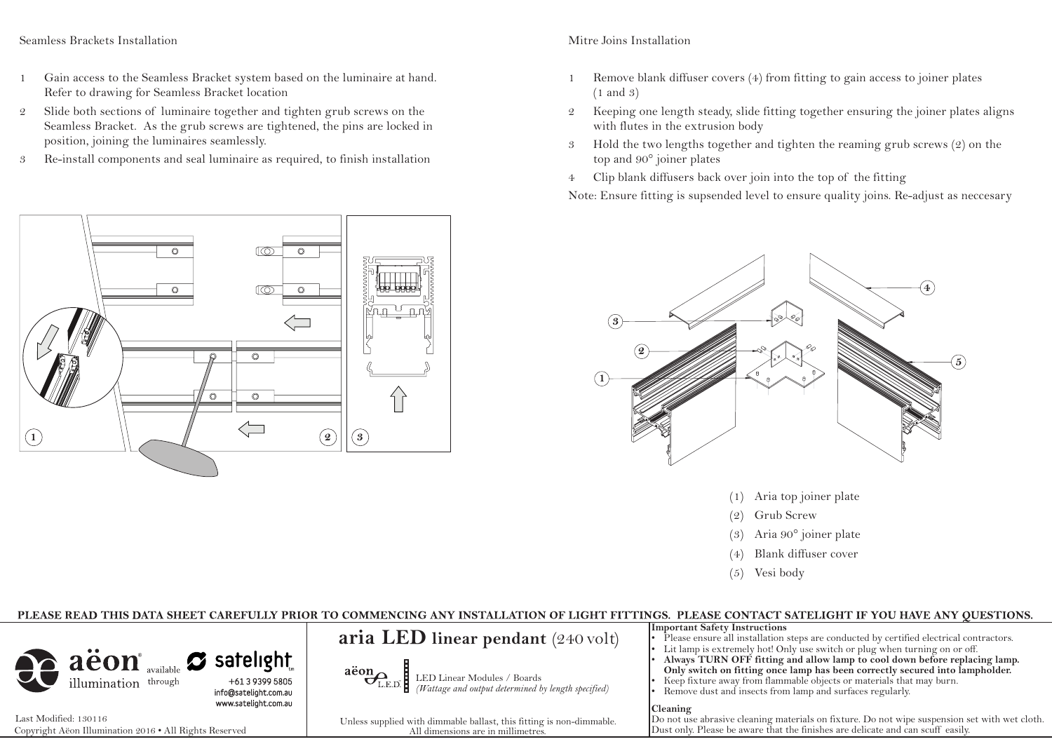## Seamless Brackets Installation

1. Gain access to the Seamless Bracket system based on the luminaire at hand. Refer to drawing for Seamless Bracket location
2. Slide both sections of luminaire together and tighten grub screws on the Seamless Bracket. As the grub screws are tightened, the pins are locked in position, joining the luminaires seamlessly.
3. Re-install components and seal luminaire as required, to finish installation

## Mitre Joins Installation

1. Remove blank diffuser covers (4) from fitting to gain access to joiner plates (1 and 3)
2. Keeping one length steady, slide fitting together ensuring the joiner plates aligns with flutes in the extrusion body
3. Hold the two lengths together and tighten the reaming grub screws (2) on the top and 90° joiner plates
4. Clip blank diffusers back over join into the top of the fitting

Note: Ensure fitting is supsended level to ensure quality joins. Re-adjust as neccesary

(1) Aria top joiner plate
(2) Grub Screw
(3) Aria 90° joiner plate
(4) Blank diffuser cover
(5) Vesi body

**PLEASE READ THIS DATA SHEET CAREFULLY PRIOR TO COMMENCING ANY INSTALLATION OF LIGHT FITTINGS. PLEASE CONTACT SATELIGHT IF YOU HAVE ANY QUESTIONS.**

aëon® illumination available through satelight™
+61 3 9399 5805
info@satelight.com.au
www.satelight.com.au

Last Modified: 130116
Copyright Aëon Illumination 2016 • All Rights Reserved

# aria LED linear pendant (240 volt)

aëon L.E.D. LED Linear Modules / Boards
*(Wattage and output determined by length specified)*

Unless supplied with dimmable ballast, this fitting is non-dimmable.
All dimensions are in millimetres.

**Important Safety Instructions**

- Please ensure all installation steps are conducted by certified electrical contractors.
- Lit lamp is extremely hot! Only use switch or plug when turning on or off.
- **Always TURN OFF fitting and allow lamp to cool down before replacing lamp. Only switch on fitting once lamp has been correctly secured into lampholder.**
- Keep fixture away from flammable objects or materials that may burn.
- Remove dust and insects from lamp and surfaces regularly.

**Cleaning**

Do not use abrasive cleaning materials on fixture. Do not wipe suspension set with wet cloth. Dust only. Please be aware that the finishes are delicate and can scuff easily.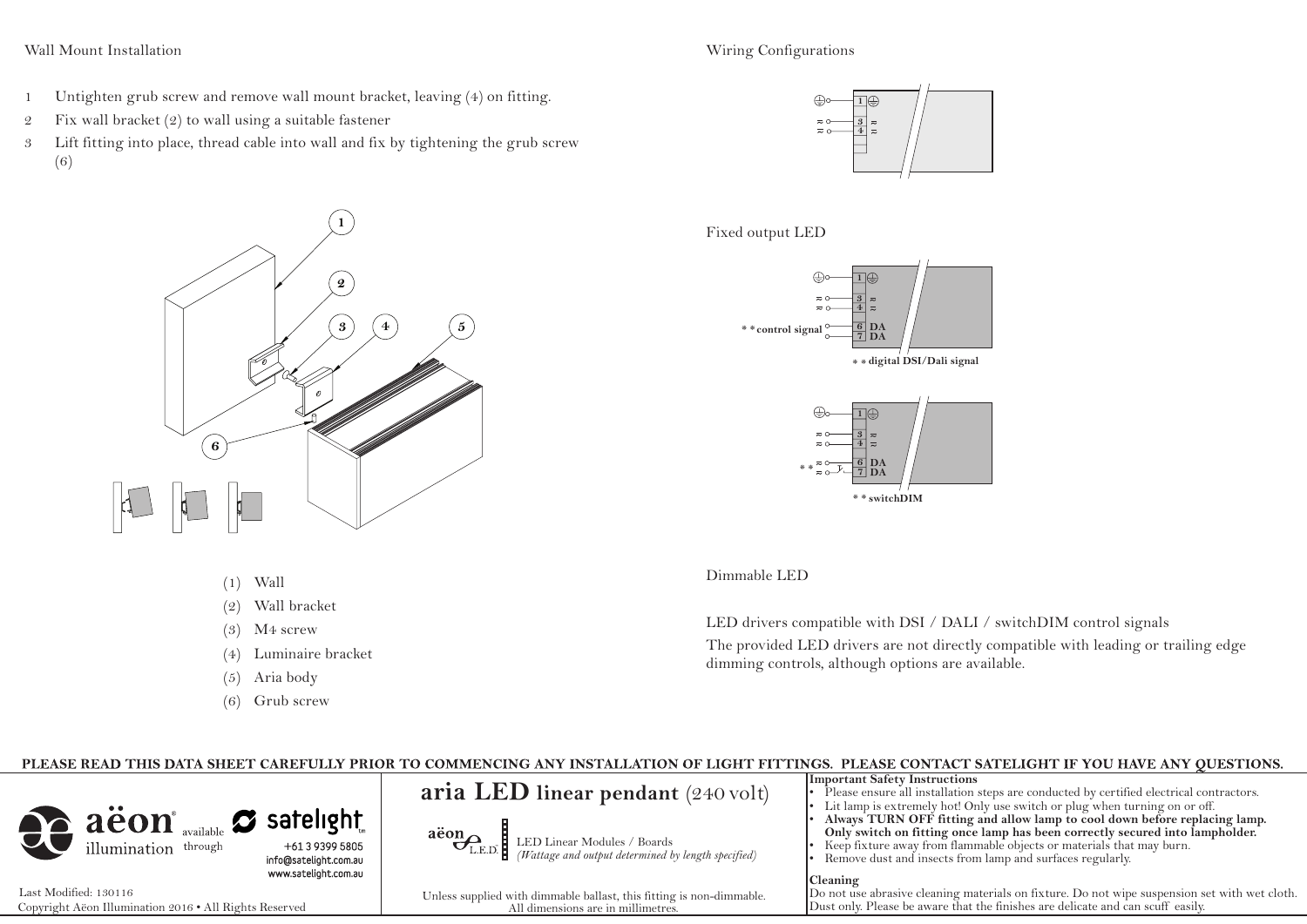## Wall Mount Installation

1. Untighten grub screw and remove wall mount bracket, leaving (4) on fitting.
2. Fix wall bracket (2) to wall using a suitable fastener
3. Lift fitting into place, thread cable into wall and fix by tightening the grub screw (6)

1
2
3
4
5
6

(1) Wall
(2) Wall bracket
(3) M4 screw
(4) Luminaire bracket
(5) Aria body
(6) Grub screw

## Wiring Configurations

1
3
4

### Fixed output LED

1
3
4
6 DA
7 DA
* * control signal
* * digital DSI/Dali signal

1
3
4
6 DA
7 DA
* * switchDIM

### Dimmable LED

LED drivers compatible with DSI / DALI / switchDIM control signals

The provided LED drivers are not directly compatible with leading or trailing edge dimming controls, although options are available.

**PLEASE READ THIS DATA SHEET CAREFULLY PRIOR TO COMMENCING ANY INSTALLATION OF LIGHT FITTINGS. PLEASE CONTACT SATELIGHT IF YOU HAVE ANY QUESTIONS.**

aëon® illumination available through satelight™
+61 3 9399 5805
info@satelight.com.au
www.satelight.com.au

Last Modified: 130116
Copyright Aëon Illumination 2016 • All Rights Reserved

## aria LED linear pendant (240 volt)

aëon L.E.D. LED Linear Modules / Boards
*(Wattage and output determined by length specified)*

Unless supplied with dimmable ballast, this fitting is non-dimmable.
All dimensions are in millimetres.

**Important Safety Instructions**

- Please ensure all installation steps are conducted by certified electrical contractors.
- Lit lamp is extremely hot! Only use switch or plug when turning on or off.
- **Always TURN OFF fitting and allow lamp to cool down before replacing lamp. Only switch on fitting once lamp has been correctly secured into lampholder.**
- Keep fixture away from flammable objects or materials that may burn.
- Remove dust and insects from lamp and surfaces regularly.

**Cleaning**

Do not use abrasive cleaning materials on fixture. Do not wipe suspension set with wet cloth. Dust only. Please be aware that the finishes are delicate and can scuff easily.